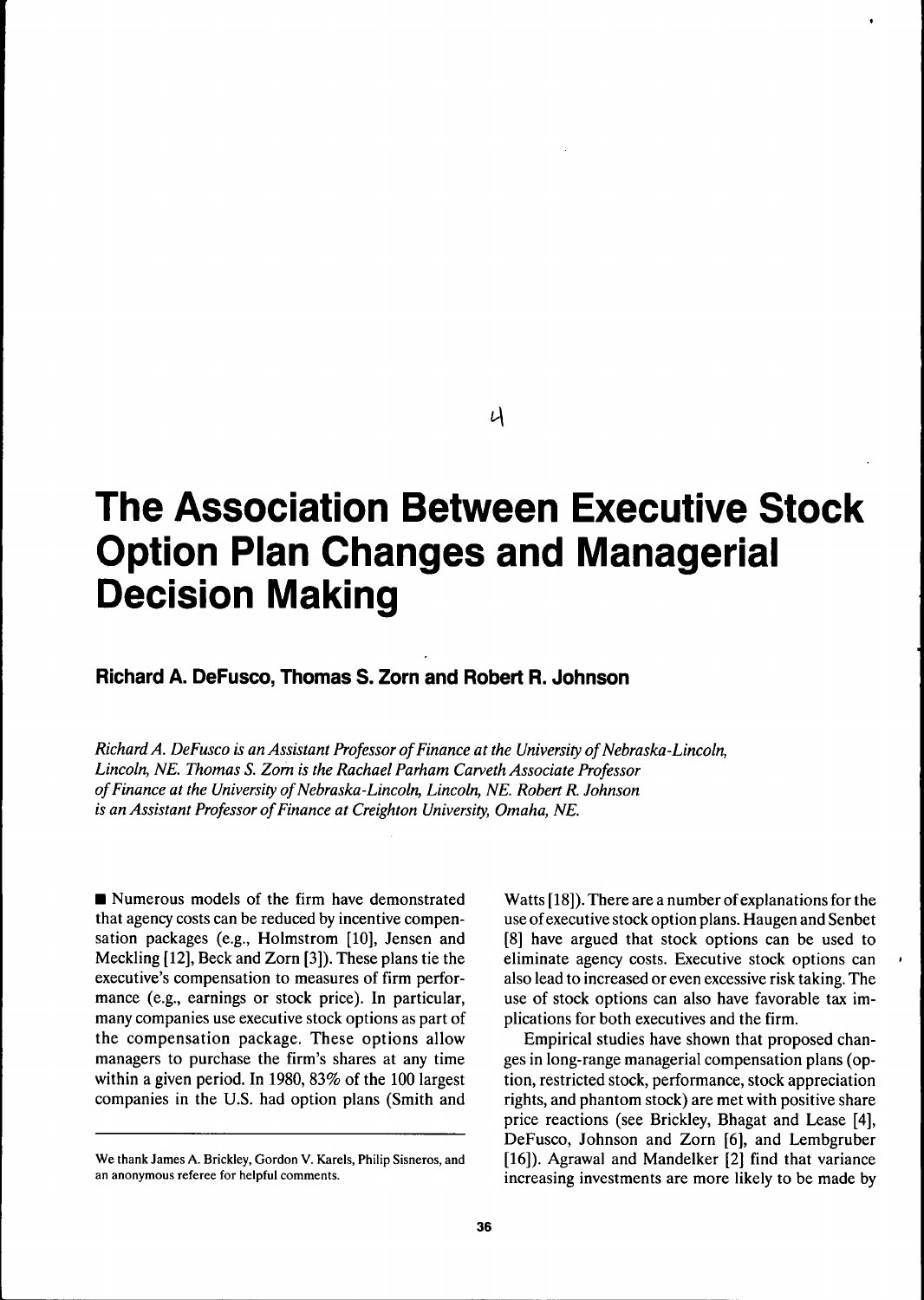# The Association Between Executive Stock Option Plan Changes and Managerial Decision Making

**Richard A. DeFusco, Thomas S. Zorn and Robert R. Johnson**

*Richard A. DeFusco is an Assistant Professor of Finance at the University of Nebraska-Lincoln, Lincoln, NE. Thomas S. Zorn is the Rachael Parham Carveth Associate Professor of Finance at the University of Nebraska-Lincoln, Lincoln, NE. Robert R. Johnson is an Assistant Professor of Finance at Creighton University, Omaha, NE.*

■ Numerous models of the firm have demonstrated that agency costs can be reduced by incentive compensation packages (e.g., Holmstrom [10], Jensen and Meckling [12], Beck and Zorn [3]). These plans tie the executive's compensation to measures of firm performance (e.g., earnings or stock price). In particular, many companies use executive stock options as part of the compensation package. These options allow managers to purchase the firm's shares at any time within a given period. In 1980, 83% of the 100 largest companies in the U.S. had option plans (Smith and Watts [18]). There are a number of explanations for the use of executive stock option plans. Haugen and Senbet [8] have argued that stock options can be used to eliminate agency costs. Executive stock options can also lead to increased or even excessive risk taking. The use of stock options can also have favorable tax implications for both executives and the firm.

Empirical studies have shown that proposed changes in long-range managerial compensation plans (option, restricted stock, performance, stock appreciation rights, and phantom stock) are met with positive share price reactions (see Brickley, Bhagat and Lease [4], DeFusco, Johnson and Zorn [6], and Lembgruber [16]). Agrawal and Mandelker [2] find that variance increasing investments are more likely to be made by

We thank James A. Brickley, Gordon V. Karels, Philip Sisneros, and an anonymous referee for helpful comments.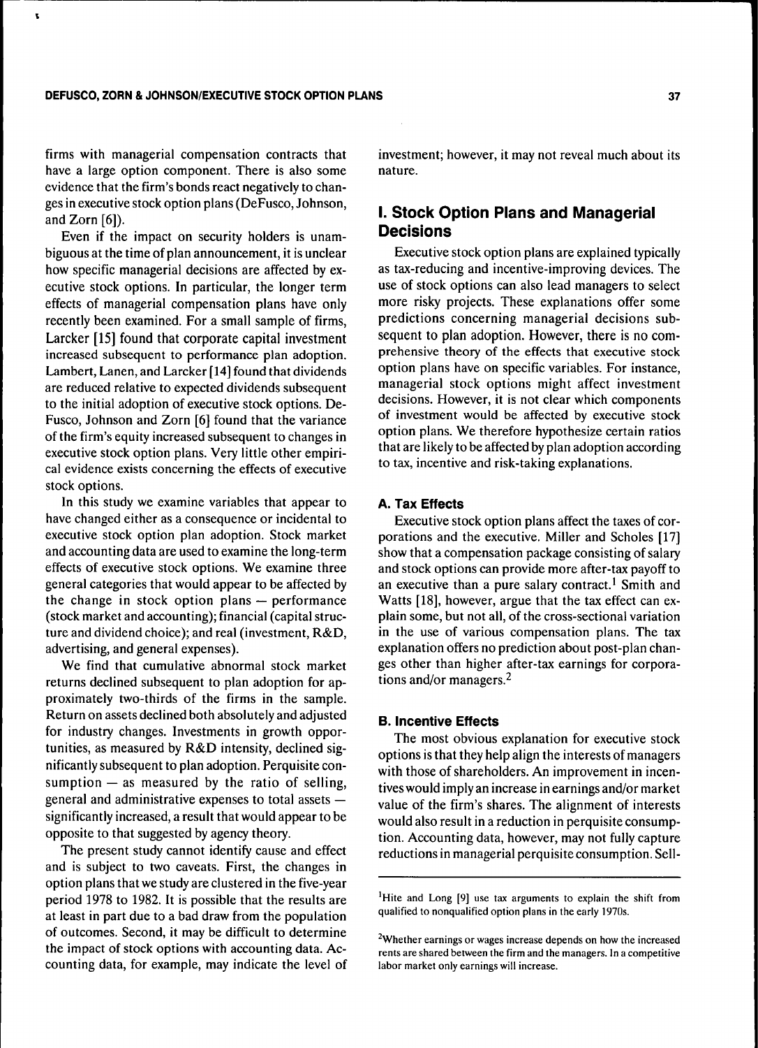firms with managerial compensation contracts that have a large option component. There is also some evidence that the firm's bonds react negatively to changes in executive stock option plans (DeFusco, Johnson, and Zorn [6]).

Even if the impact on security holders is unambiguous at the time of plan announcement, it is unclear how specific managerial decisions are affected by executive stock options. In particular, the longer term effects of managerial compensation plans have only recently been examined. For a small sample of firms, Larcker [15] found that corporate capital investment increased subsequent to performance plan adoption. Lambert, Lanen, and Larcker [14] found that dividends are reduced relative to expected dividends subsequent to the initial adoption of executive stock options. DeFusco, Johnson and Zorn [6] found that the variance of the firm's equity increased subsequent to changes in executive stock option plans. Very little other empirical evidence exists concerning the effects of executive stock options.

In this study we examine variables that appear to have changed either as a consequence or incidental to executive stock option plan adoption. Stock market and accounting data are used to examine the long-term effects of executive stock options. We examine three general categories that would appear to be affected by the change in stock option plans — performance (stock market and accounting); financial (capital structure and dividend choice); and real (investment, R&D, advertising, and general expenses).

We find that cumulative abnormal stock market returns declined subsequent to plan adoption for approximately two-thirds of the firms in the sample. Return on assets declined both absolutely and adjusted for industry changes. Investments in growth opportunities, as measured by R&D intensity, declined significantly subsequent to plan adoption. Perquisite consumption — as measured by the ratio of selling, general and administrative expenses to total assets — significantly increased, a result that would appear to be opposite to that suggested by agency theory.

The present study cannot identify cause and effect and is subject to two caveats. First, the changes in option plans that we study are clustered in the five-year period 1978 to 1982. It is possible that the results are at least in part due to a bad draw from the population of outcomes. Second, it may be difficult to determine the impact of stock options with accounting data. Accounting data, for example, may indicate the level of investment; however, it may not reveal much about its nature.

## I. Stock Option Plans and Managerial Decisions

Executive stock option plans are explained typically as tax-reducing and incentive-improving devices. The use of stock options can also lead managers to select more risky projects. These explanations offer some predictions concerning managerial decisions subsequent to plan adoption. However, there is no comprehensive theory of the effects that executive stock option plans have on specific variables. For instance, managerial stock options might affect investment decisions. However, it is not clear which components of investment would be affected by executive stock option plans. We therefore hypothesize certain ratios that are likely to be affected by plan adoption according to tax, incentive and risk-taking explanations.

### A. Tax Effects

Executive stock option plans affect the taxes of corporations and the executive. Miller and Scholes [17] show that a compensation package consisting of salary and stock options can provide more after-tax payoff to an executive than a pure salary contract.[1] Smith and Watts [18], however, argue that the tax effect can explain some, but not all, of the cross-sectional variation in the use of various compensation plans. The tax explanation offers no prediction about post-plan changes other than higher after-tax earnings for corporations and/or managers.[2]

### B. Incentive Effects

The most obvious explanation for executive stock options is that they help align the interests of managers with those of shareholders. An improvement in incentives would imply an increase in earnings and/or market value of the firm's shares. The alignment of interests would also result in a reduction in perquisite consumption. Accounting data, however, may not fully capture reductions in managerial perquisite consumption. Sell-

---

[1] Hite and Long [9] use tax arguments to explain the shift from qualified to nonqualified option plans in the early 1970s.

[2] Whether earnings or wages increase depends on how the increased rents are shared between the firm and the managers. In a competitive labor market only earnings will increase.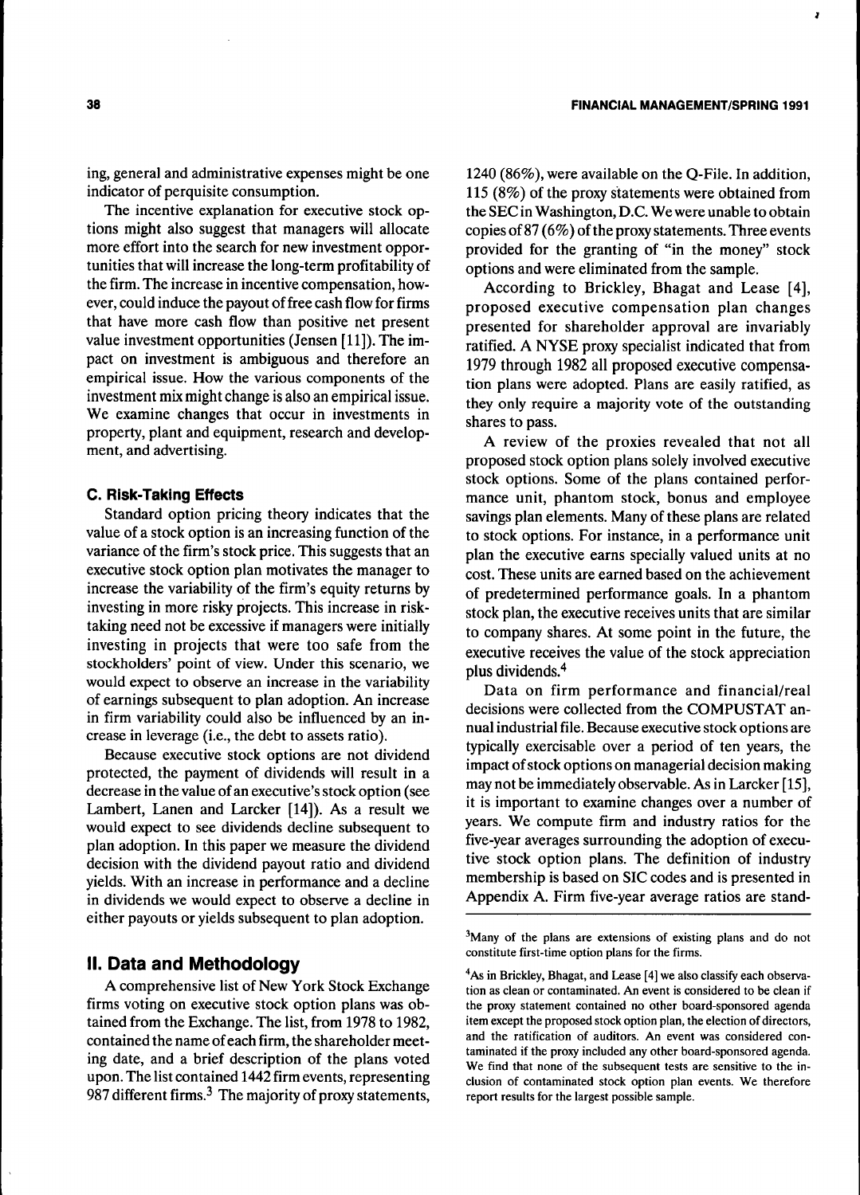ing, general and administrative expenses might be one indicator of perquisite consumption.

The incentive explanation for executive stock options might also suggest that managers will allocate more effort into the search for new investment opportunities that will increase the long-term profitability of the firm. The increase in incentive compensation, however, could induce the payout of free cash flow for firms that have more cash flow than positive net present value investment opportunities (Jensen [11]). The impact on investment is ambiguous and therefore an empirical issue. How the various components of the investment mix might change is also an empirical issue. We examine changes that occur in investments in property, plant and equipment, research and development, and advertising.

### C. Risk-Taking Effects

Standard option pricing theory indicates that the value of a stock option is an increasing function of the variance of the firm's stock price. This suggests that an executive stock option plan motivates the manager to increase the variability of the firm's equity returns by investing in more risky projects. This increase in risk-taking need not be excessive if managers were initially investing in projects that were too safe from the stockholders' point of view. Under this scenario, we would expect to observe an increase in the variability of earnings subsequent to plan adoption. An increase in firm variability could also be influenced by an increase in leverage (i.e., the debt to assets ratio).

Because executive stock options are not dividend protected, the payment of dividends will result in a decrease in the value of an executive's stock option (see Lambert, Lanen and Larcker [14]). As a result we would expect to see dividends decline subsequent to plan adoption. In this paper we measure the dividend decision with the dividend payout ratio and dividend yields. With an increase in performance and a decline in dividends we would expect to observe a decline in either payouts or yields subsequent to plan adoption.

## II. Data and Methodology

A comprehensive list of New York Stock Exchange firms voting on executive stock option plans was obtained from the Exchange. The list, from 1978 to 1982, contained the name of each firm, the shareholder meeting date, and a brief description of the plans voted upon. The list contained 1442 firm events, representing 987 different firms.[3] The majority of proxy statements, 1240 (86%), were available on the Q-File. In addition, 115 (8%) of the proxy statements were obtained from the SEC in Washington, D.C. We were unable to obtain copies of 87 (6%) of the proxy statements. Three events provided for the granting of "in the money" stock options and were eliminated from the sample.

According to Brickley, Bhagat and Lease [4], proposed executive compensation plan changes presented for shareholder approval are invariably ratified. A NYSE proxy specialist indicated that from 1979 through 1982 all proposed executive compensation plans were adopted. Plans are easily ratified, as they only require a majority vote of the outstanding shares to pass.

A review of the proxies revealed that not all proposed stock option plans solely involved executive stock options. Some of the plans contained performance unit, phantom stock, bonus and employee savings plan elements. Many of these plans are related to stock options. For instance, in a performance unit plan the executive earns specially valued units at no cost. These units are earned based on the achievement of predetermined performance goals. In a phantom stock plan, the executive receives units that are similar to company shares. At some point in the future, the executive receives the value of the stock appreciation plus dividends.[4]

Data on firm performance and financial/real decisions were collected from the COMPUSTAT annual industrial file. Because executive stock options are typically exercisable over a period of ten years, the impact of stock options on managerial decision making may not be immediately observable. As in Larcker [15], it is important to examine changes over a number of years. We compute firm and industry ratios for the five-year averages surrounding the adoption of executive stock option plans. The definition of industry membership is based on SIC codes and is presented in Appendix A. Firm five-year average ratios are stand-

[3]Many of the plans are extensions of existing plans and do not constitute first-time option plans for the firms.

[4]As in Brickley, Bhagat, and Lease [4] we also classify each observation as clean or contaminated. An event is considered to be clean if the proxy statement contained no other board-sponsored agenda item except the proposed stock option plan, the election of directors, and the ratification of auditors. An event was considered contaminated if the proxy included any other board-sponsored agenda. We find that none of the subsequent tests are sensitive to the inclusion of contaminated stock option plan events. We therefore report results for the largest possible sample.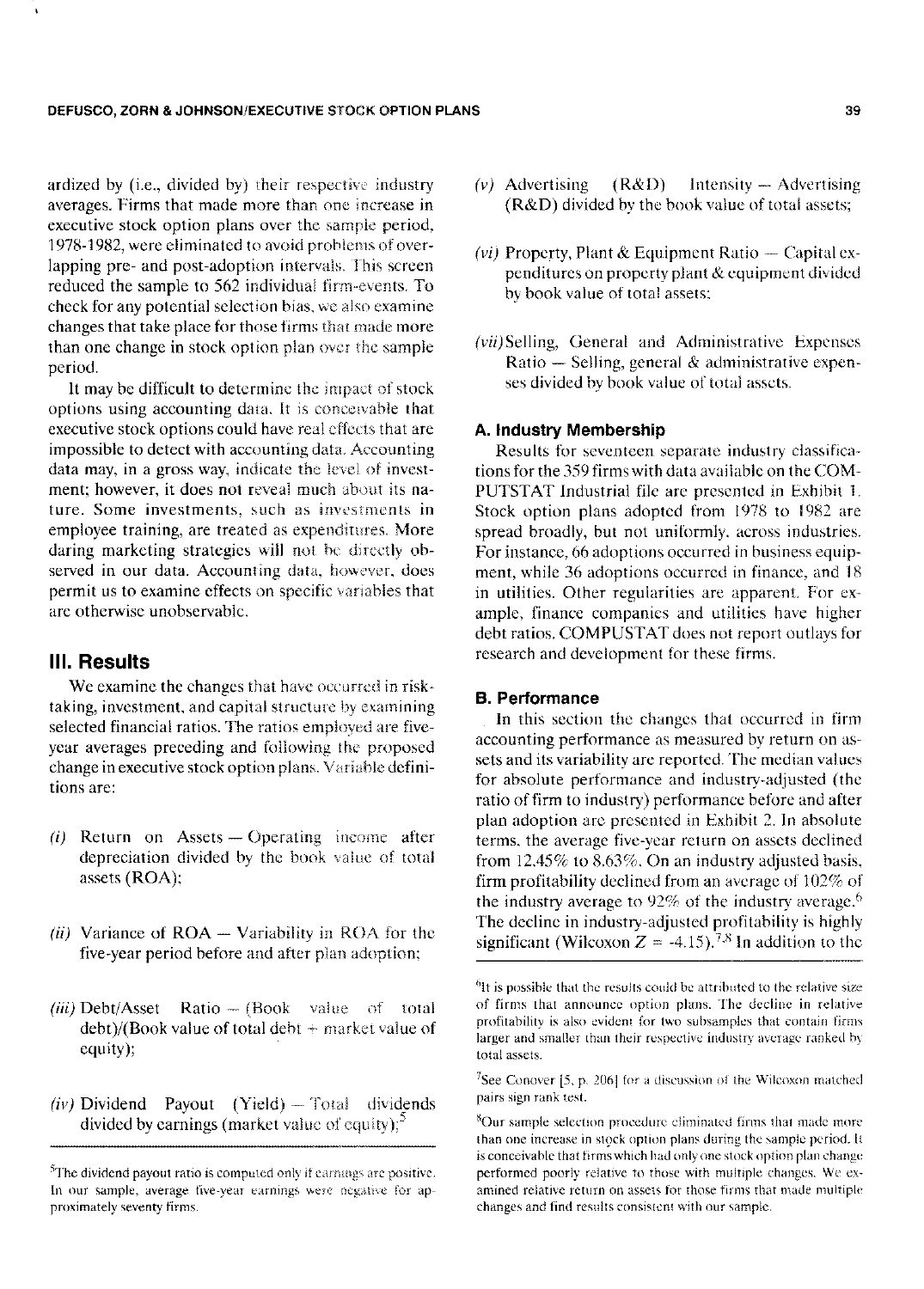ardized by (i.e., divided by) their respective industry averages. Firms that made more than one increase in executive stock option plans over the sample period, 1978-1982, were eliminated to avoid problems of overlapping pre- and post-adoption intervals. This screen reduced the sample to 562 individual firm-events. To check for any potential selection bias, we also examine changes that take place for those firms that made more than one change in stock option plan over the sample period.

It may be difficult to determine the impact of stock options using accounting data. It is conceivable that executive stock options could have real effects that are impossible to detect with accounting data. Accounting data may, in a gross way, indicate the level of investment; however, it does not reveal much about its nature. Some investments, such as investments in employee training, are treated as expenditures. More daring marketing strategies will not be directly observed in our data. Accounting data, however, does permit us to examine effects on specific variables that are otherwise unobservable.

## III. Results

We examine the changes that have occurred in risk-taking, investment, and capital structure by examining selected financial ratios. The ratios employed are five-year averages preceding and following the proposed change in executive stock option plans. Variable definitions are:

*(i)* Return on Assets — Operating income after depreciation divided by the book value of total assets (ROA);

*(ii)* Variance of ROA — Variability in ROA for the five-year period before and after plan adoption;

*(iii)* Debt/Asset Ratio — (Book value of total debt)/(Book value of total debt + market value of equity);

*(iv)* Dividend Payout (Yield) — Total dividends divided by earnings (market value of equity);[5]

*(v)* Advertising (R&D) Intensity — Advertising (R&D) divided by the book value of total assets;

*(vi)* Property, Plant & Equipment Ratio — Capital expenditures on property plant & equipment divided by book value of total assets;

*(vii)* Selling, General and Administrative Expenses Ratio — Selling, general & administrative expenses divided by book value of total assets.

### A. Industry Membership

Results for seventeen separate industry classifications for the 359 firms with data available on the COMPUTSTAT Industrial file are presented in Exhibit 1. Stock option plans adopted from 1978 to 1982 are spread broadly, but not uniformly, across industries. For instance, 66 adoptions occurred in business equipment, while 36 adoptions occurred in finance, and 18 in utilities. Other regularities are apparent. For example, finance companies and utilities have higher debt ratios. COMPUSTAT does not report outlays for research and development for these firms.

### B. Performance

In this section the changes that occurred in firm accounting performance as measured by return on assets and its variability are reported. The median values for absolute performance and industry-adjusted (the ratio of firm to industry) performance before and after plan adoption are presented in Exhibit 2. In absolute terms, the average five-year return on assets declined from 12.45% to 8.63%. On an industry adjusted basis, firm profitability declined from an average of 102% of the industry average to 92% of the industry average.[6] The decline in industry-adjusted profitability is highly significant (Wilcoxon $Z = -4.15$).[7,8] In addition to the

---

[5]The dividend payout ratio is computed only if earnings are positive. In our sample, average five-year earnings were negative for approximately seventy firms.

[6]It is possible that the results could be attributed to the relative size of firms that announce option plans. The decline in relative profitability is also evident for two subsamples that contain firms larger and smaller than their respective industry average ranked by total assets.

[7]See Conover [5, p. 206] for a discussion of the Wilcoxon matched pairs sign rank test.

[8]Our sample selection procedure eliminated firms that made more than one increase in stock option plans during the sample period. It is conceivable that firms which had only one stock option plan change performed poorly relative to those with multiple changes. We examined relative return on assets for those firms that made multiple changes and find results consistent with our sample.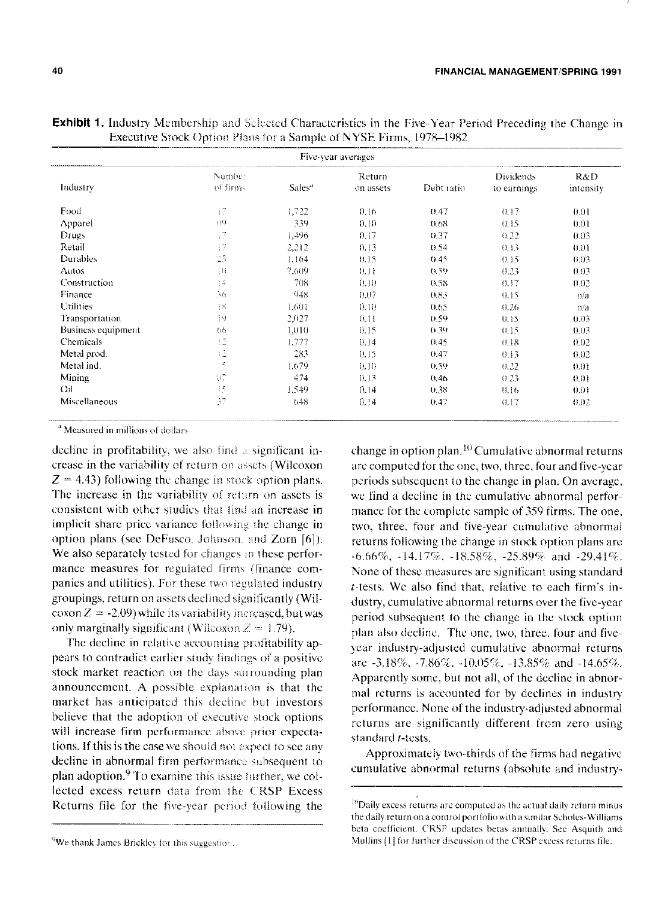**Exhibit 1.** Industry Membership and Selected Characteristics in the Five-Year Period Preceding the Change in Executive Stock Option Plans for a Sample of NYSE Firms, 1978–1982

| | Five-year averages | | | | | |
|---|---|---|---|---|---|---|
| Industry | Number of firms | Sales[a] | Return on assets | Debt ratio | Dividends to earnings | R&D intensity |
| Food | 17 | 1,722 | 0.16 | 0.47 | 0.17 | 0.01 |
| Apparel | 10 | 339 | 0.10 | 0.68 | 0.15 | 0.01 |
| Drugs | 27 | 1,496 | 0.17 | 0.37 | 0.22 | 0.03 |
| Retail | 17 | 2,212 | 0.13 | 0.54 | 0.13 | 0.01 |
| Durables | 23 | 1,164 | 0.15 | 0.45 | 0.15 | 0.03 |
| Autos | 10 | 7,609 | 0.11 | 0.59 | 0.23 | 0.03 |
| Construction | 14 | 708 | 0.10 | 0.58 | 0.17 | 0.02 |
| Finance | 36 | 948 | 0.07 | 0.83 | 0.15 | n/a |
| Utilities | 18 | 1,601 | 0.10 | 0.65 | 0.26 | n/a |
| Transportation | 19 | 2,027 | 0.11 | 0.59 | 0.15 | 0.03 |
| Business equipment | 66 | 1,010 | 0.15 | 0.39 | 0.15 | 0.03 |
| Chemicals | 12 | 1,777 | 0.14 | 0.45 | 0.18 | 0.02 |
| Metal prod. | 12 | 283 | 0.15 | 0.47 | 0.13 | 0.02 |
| Metal ind. | 15 | 1,679 | 0.10 | 0.59 | 0.22 | 0.01 |
| Mining | 07 | 474 | 0.13 | 0.46 | 0.23 | 0.01 |
| Oil | 15 | 1,549 | 0.14 | 0.38 | 0.16 | 0.01 |
| Miscellaneous | 37 | 648 | 0.14 | 0.47 | 0.17 | 0.02 |

[a] Measured in millions of dollars

decline in profitability, we also find a significant increase in the variability of return on assets (Wilcoxon $Z = 4.43$) following the change in stock option plans. The increase in the variability of return on assets is consistent with other studies that find an increase in implicit share price variance following the change in option plans (see DeFusco, Johnson, and Zorn [6]). We also separately tested for changes in these performance measures for regulated firms (finance companies and utilities). For these two regulated industry groupings, return on assets declined significantly (Wilcoxon $Z = -2.09$) while its variability increased, but was only marginally significant (Wilcoxon $Z = 1.79$).

The decline in relative accounting profitability appears to contradict earlier study findings of a positive stock market reaction on the days surrounding plan announcement. A possible explanation is that the market has anticipated this decline but investors believe that the adoption of executive stock options will increase firm performance above prior expectations. If this is the case we should not expect to see any decline in abnormal firm performance subsequent to plan adoption.[9] To examine this issue further, we collected excess return data from the CRSP Excess Returns file for the five-year period following the change in option plan.[10] Cumulative abnormal returns are computed for the one, two, three, four and five-year periods subsequent to the change in plan. On average, we find a decline in the cumulative abnormal performance for the complete sample of 359 firms. The one, two, three, four and five-year cumulative abnormal returns following the change in stock option plans are -6.66%, -14.17%, -18.58%, -25.89% and -29.41%. None of these measures are significant using standard $t$-tests. We also find that, relative to each firm's industry, cumulative abnormal returns over the five-year period subsequent to the change in the stock option plan also decline. The one, two, three, four and five-year industry-adjusted cumulative abnormal returns are -3.18%, -7.86%, -10.05%, -13.85% and -14.65%. Apparently some, but not all, of the decline in abnormal returns is accounted for by declines in industry performance. None of the industry-adjusted abnormal returns are significantly different from zero using standard $t$-tests.

Approximately two-thirds of the firms had negative cumulative abnormal returns (absolute and industry-

[9] We thank James Brickley for this suggestion.

[10] Daily excess returns are computed as the actual daily return minus the daily return on a control portfolio with a similar Scholes-Williams beta coefficient. CRSP updates betas annually. See Asquith and Mullins [1] for further discussion of the CRSP excess returns file.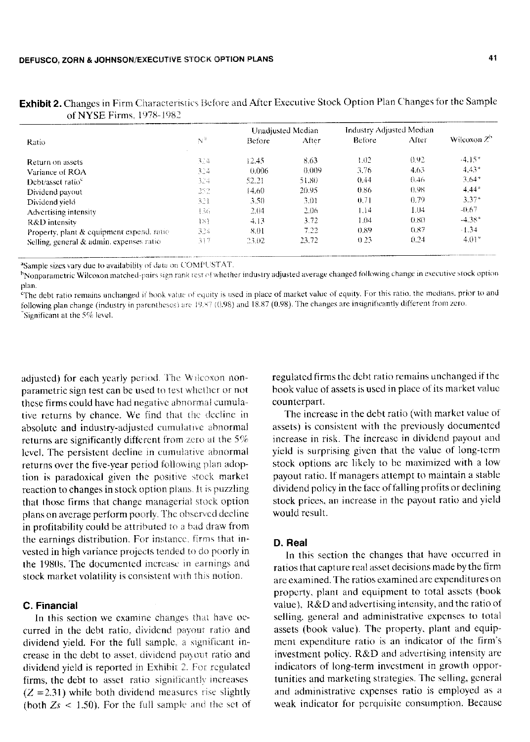**Exhibit 2.** Changes in Firm Characteristics Before and After Executive Stock Option Plan Changes for the Sample of NYSE Firms, 1978-1982

| Ratio | N[a] | Unadjusted Median | | Industry Adjusted Median | | Wilcoxon Z[b] |
|---|---|---|---|---|---|---|
| | | Before | After | Before | After | |
| Return on assets | 324 | 12.45 | 8.63 | 1.02 | 0.92 | -4.15* |
| Variance of ROA | 324 | 0.006 | 0.009 | 3.76 | 4.63 | 4.43* |
| Debt/asset ratio[c] | 324 | 52.21 | 51.80 | 0.44 | 0.46 | 3.64* |
| Dividend payout | 292 | 14.60 | 20.95 | 0.86 | 0.98 | 4.44* |
| Dividend yield | 321 | 3.50 | 3.01 | 0.71 | 0.79 | 3.37* |
| Advertising intensity | 136 | 2.04 | 2.06 | 1.14 | 1.04 | -0.67 |
| R&D intensity | 183 | 4.13 | 3.72 | 1.04 | 0.80 | -4.38* |
| Property, plant & equipment expend. ratio | 324 | 8.01 | 7.22 | 0.89 | 0.87 | -1.34 |
| Selling, general & admin. expenses ratio | 317 | 23.02 | 23.72 | 0.23 | 0.24 | 4.01* |

[a]Sample sizes vary due to availability of data on COMPUSTAT.

[b]Nonparametric Wilcoxon matched-pairs sign rank test of whether industry adjusted average changed following change in executive stock option plan.

[c]The debt ratio remains unchanged if book value of equity is used in place of market value of equity. For this ratio, the medians, prior to and following plan change (industry in parentheses) are 19.87 (0.98) and 18.87 (0.98). The changes are insignificantly different from zero.

*Significant at the 5% level.

adjusted) for each yearly period. The Wilcoxon nonparametric sign test can be used to test whether or not these firms could have had negative abnormal cumulative returns by chance. We find that the decline in absolute and industry-adjusted cumulative abnormal returns are significantly different from zero at the 5% level. The persistent decline in cumulative abnormal returns over the five-year period following plan adoption is paradoxical given the positive stock market reaction to changes in stock option plans. It is puzzling that those firms that change managerial stock option plans on average perform poorly. The observed decline in profitability could be attributed to a bad draw from the earnings distribution. For instance, firms that invested in high variance projects tended to do poorly in the 1980s. The documented increase in earnings and stock market volatility is consistent with this notion.

### C. Financial

In this section we examine changes that have occurred in the debt ratio, dividend payout ratio and dividend yield. For the full sample, a significant increase in the debt to asset, dividend payout ratio and dividend yield is reported in Exhibit 2. For regulated firms, the debt to asset ratio significantly increases ($Z = 2.31$) while both dividend measures rise slightly (both $Zs < 1.50$). For the full sample and the set of regulated firms the debt ratio remains unchanged if the book value of assets is used in place of its market value counterpart.

The increase in the debt ratio (with market value of assets) is consistent with the previously documented increase in risk. The increase in dividend payout and yield is surprising given that the value of long-term stock options are likely to be maximized with a low payout ratio. If managers attempt to maintain a stable dividend policy in the face of falling profits or declining stock prices, an increase in the payout ratio and yield would result.

### D. Real

In this section the changes that have occurred in ratios that capture real asset decisions made by the firm are examined. The ratios examined are expenditures on property, plant and equipment to total assets (book value), R&D and advertising intensity, and the ratio of selling, general and administrative expenses to total assets (book value). The property, plant and equipment expenditure ratio is an indicator of the firm's investment policy. R&D and advertising intensity are indicators of long-term investment in growth opportunities and marketing strategies. The selling, general and administrative expenses ratio is employed as a weak indicator for perquisite consumption. Because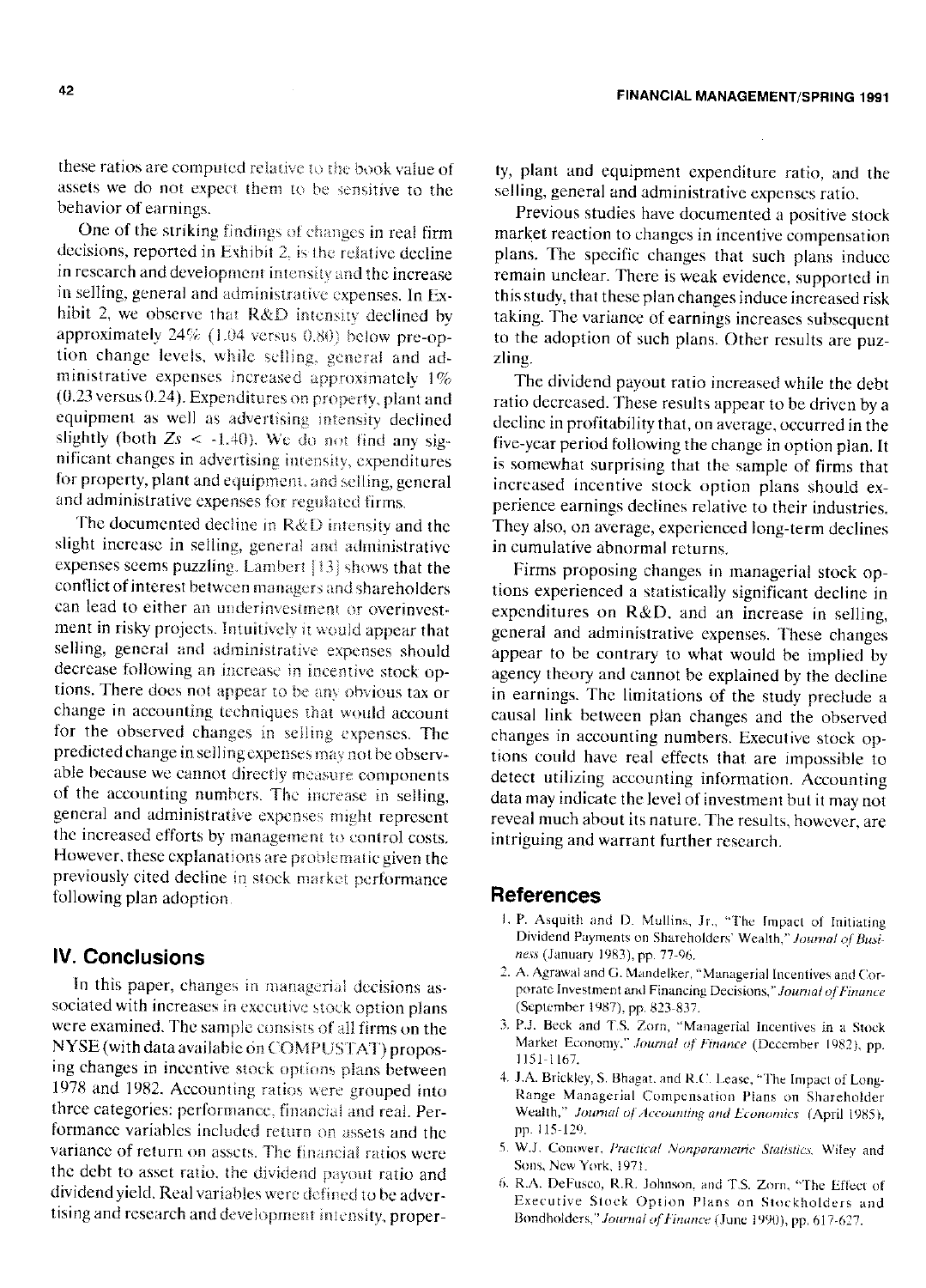these ratios are computed relative to the book value of assets we do not expect them to be sensitive to the behavior of earnings.

One of the striking findings of changes in real firm decisions, reported in Exhibit 2, is the relative decline in research and development intensity and the increase in selling, general and administrative expenses. In Exhibit 2, we observe that R&D intensity declined by approximately 24% (1.04 versus 0.80) below pre-option change levels, while selling, general and administrative expenses increased approximately 1% (0.23 versus 0.24). Expenditures on property, plant and equipment as well as advertising intensity declined slightly (both $Zs < -1.40$). We do not find any significant changes in advertising intensity, expenditures for property, plant and equipment, and selling, general and administrative expenses for regulated firms.

The documented decline in R&D intensity and the slight increase in selling, general and administrative expenses seems puzzling. Lambert [13] shows that the conflict of interest between managers and shareholders can lead to either an underinvestment or overinvestment in risky projects. Intuitively it would appear that selling, general and administrative expenses should decrease following an increase in incentive stock options. There does not appear to be any obvious tax or change in accounting techniques that would account for the observed changes in selling expenses. The predicted change in selling expenses may not be observable because we cannot directly measure components of the accounting numbers. The increase in selling, general and administrative expenses might represent the increased efforts by management to control costs. However, these explanations are problematic given the previously cited decline in stock market performance following plan adoption.

## IV. Conclusions

In this paper, changes in managerial decisions associated with increases in executive stock option plans were examined. The sample consists of all firms on the NYSE (with data available on COMPUSTAT) proposing changes in incentive stock options plans between 1978 and 1982. Accounting ratios were grouped into three categories: performance, financial and real. Performance variables included return on assets and the variance of return on assets. The financial ratios were the debt to asset ratio, the dividend payout ratio and dividend yield. Real variables were defined to be advertising and research and development intensity, property, plant and equipment expenditure ratio, and the selling, general and administrative expenses ratio.

Previous studies have documented a positive stock market reaction to changes in incentive compensation plans. The specific changes that such plans induce remain unclear. There is weak evidence, supported in this study, that these plan changes induce increased risk taking. The variance of earnings increases subsequent to the adoption of such plans. Other results are puzzling.

The dividend payout ratio increased while the debt ratio decreased. These results appear to be driven by a decline in profitability that, on average, occurred in the five-year period following the change in option plan. It is somewhat surprising that the sample of firms that increased incentive stock option plans should experience earnings declines relative to their industries. They also, on average, experienced long-term declines in cumulative abnormal returns.

Firms proposing changes in managerial stock options experienced a statistically significant decline in expenditures on R&D, and an increase in selling, general and administrative expenses. These changes appear to be contrary to what would be implied by agency theory and cannot be explained by the decline in earnings. The limitations of the study preclude a causal link between plan changes and the observed changes in accounting numbers. Executive stock options could have real effects that are impossible to detect utilizing accounting information. Accounting data may indicate the level of investment but it may not reveal much about its nature. The results, however, are intriguing and warrant further research.

## References

1. P. Asquith and D. Mullins, Jr., "The Impact of Initiating Dividend Payments on Shareholders' Wealth," *Journal of Business* (January 1983), pp. 77-96.
2. A. Agrawal and G. Mandelker, "Managerial Incentives and Corporate Investment and Financing Decisions," *Journal of Finance* (September 1987), pp. 823-837.
3. P.J. Beck and T.S. Zorn, "Managerial Incentives in a Stock Market Economy," *Journal of Finance* (December 1982), pp. 1151-1167.
4. J.A. Brickley, S. Bhagat, and R.C. Lease, "The Impact of Long-Range Managerial Compensation Plans on Shareholder Wealth," *Journal of Accounting and Economics* (April 1985), pp. 115-129.
5. W.J. Conover, *Practical Nonparametric Statistics*, Wiley and Sons, New York, 1971.
6. R.A. DeFusco, R.R. Johnson, and T.S. Zorn, "The Effect of Executive Stock Option Plans on Stockholders and Bondholders," *Journal of Finance* (June 1990), pp. 617-627.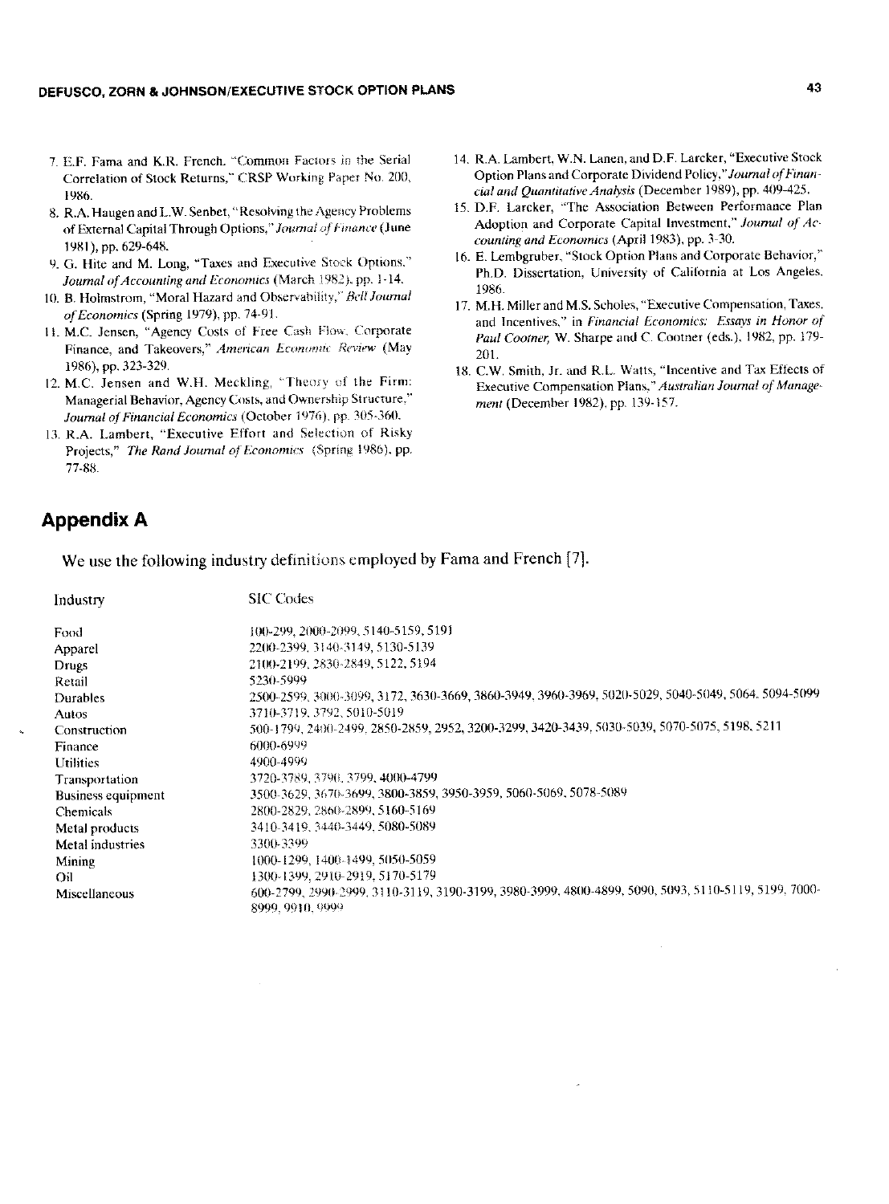7. E.F. Fama and K.R. French, "Common Factors in the Serial Correlation of Stock Returns," CRSP Working Paper No. 200, 1986.
8. R.A. Haugen and L.W. Senbet, "Resolving the Agency Problems of External Capital Through Options," *Journal of Finance* (June 1981), pp. 629-648.
9. G. Hite and M. Long, "Taxes and Executive Stock Options," *Journal of Accounting and Economics* (March 1982), pp. 1-14.
10. B. Holmstrom, "Moral Hazard and Observability," *Bell Journal of Economics* (Spring 1979), pp. 74-91.
11. M.C. Jensen, "Agency Costs of Free Cash Flow, Corporate Finance, and Takeovers," *American Economic Review* (May 1986), pp. 323-329.
12. M.C. Jensen and W.H. Meckling, "Theory of the Firm: Managerial Behavior, Agency Costs, and Ownership Structure," *Journal of Financial Economics* (October 1976), pp. 305-360.
13. R.A. Lambert, "Executive Effort and Selection of Risky Projects," *The Rand Journal of Economics* (Spring 1986), pp. 77-88.
14. R.A. Lambert, W.N. Lanen, and D.F. Larcker, "Executive Stock Option Plans and Corporate Dividend Policy," *Journal of Financial and Quantitative Analysis* (December 1989), pp. 409-425.
15. D.F. Larcker, "The Association Between Performance Plan Adoption and Corporate Capital Investment," *Journal of Accounting and Economics* (April 1983), pp. 3-30.
16. E. Lembgruber, "Stock Option Plans and Corporate Behavior," Ph.D. Dissertation, University of California at Los Angeles, 1986.
17. M.H. Miller and M.S. Scholes, "Executive Compensation, Taxes, and Incentives," in *Financial Economics: Essays in Honor of Paul Cootner*, W. Sharpe and C. Cootner (eds.), 1982, pp. 179-201.
18. C.W. Smith, Jr. and R.L. Watts, "Incentive and Tax Effects of Executive Compensation Plans," *Australian Journal of Management* (December 1982), pp. 139-157.

## Appendix A

We use the following industry definitions employed by Fama and French [7].

| Industry | SIC Codes |
|---|---|
| Food | 100-299, 2000-2099, 5140-5159, 5191 |
| Apparel | 2200-2399, 3140-3149, 5130-5139 |
| Drugs | 2100-2199, 2830-2849, 5122, 5194 |
| Retail | 5230-5999 |
| Durables | 2500-2599, 3000-3099, 3172, 3630-3669, 3860-3949, 3960-3969, 5020-5029, 5040-5049, 5064, 5094-5099 |
| Autos | 3710-3719, 3792, 5010-5019 |
| Construction | 500-1799, 2400-2499, 2850-2859, 2952, 3200-3299, 3420-3439, 5030-5039, 5070-5075, 5198, 5211 |
| Finance | 6000-6999 |
| Utilities | 4900-4999 |
| Transportation | 3720-3789, 3790, 3799, 4000-4799 |
| Business equipment | 3500-3629, 3670-3699, 3800-3859, 3950-3959, 5060-5069, 5078-5089 |
| Chemicals | 2800-2829, 2860-2899, 5160-5169 |
| Metal products | 3410-3419, 3440-3449, 5080-5089 |
| Metal industries | 3300-3399 |
| Mining | 1000-1299, 1400-1499, 5050-5059 |
| Oil | 1300-1399, 2910-2919, 5170-5179 |
| Miscellaneous | 600-2799, 2990-2999, 3110-3119, 3190-3199, 3980-3999, 4800-4899, 5090, 5093, 5110-5119, 5199, 7000-8999, 9910, 9999 |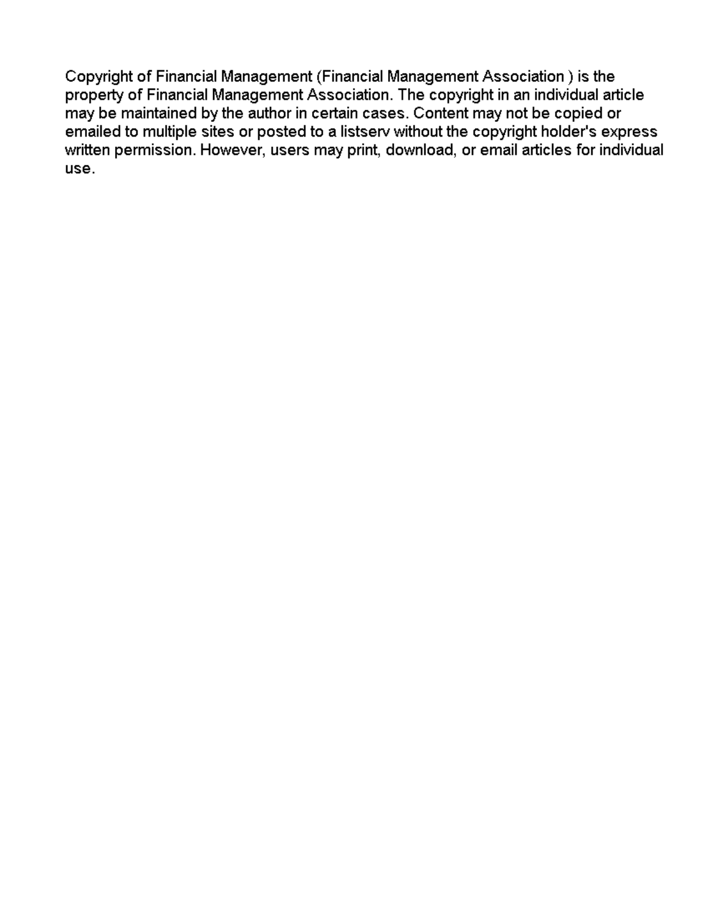Copyright of Financial Management (Financial Management Association ) is the property of Financial Management Association. The copyright in an individual article may be maintained by the author in certain cases. Content may not be copied or emailed to multiple sites or posted to a listserv without the copyright holder's express written permission. However, users may print, download, or email articles for individual use.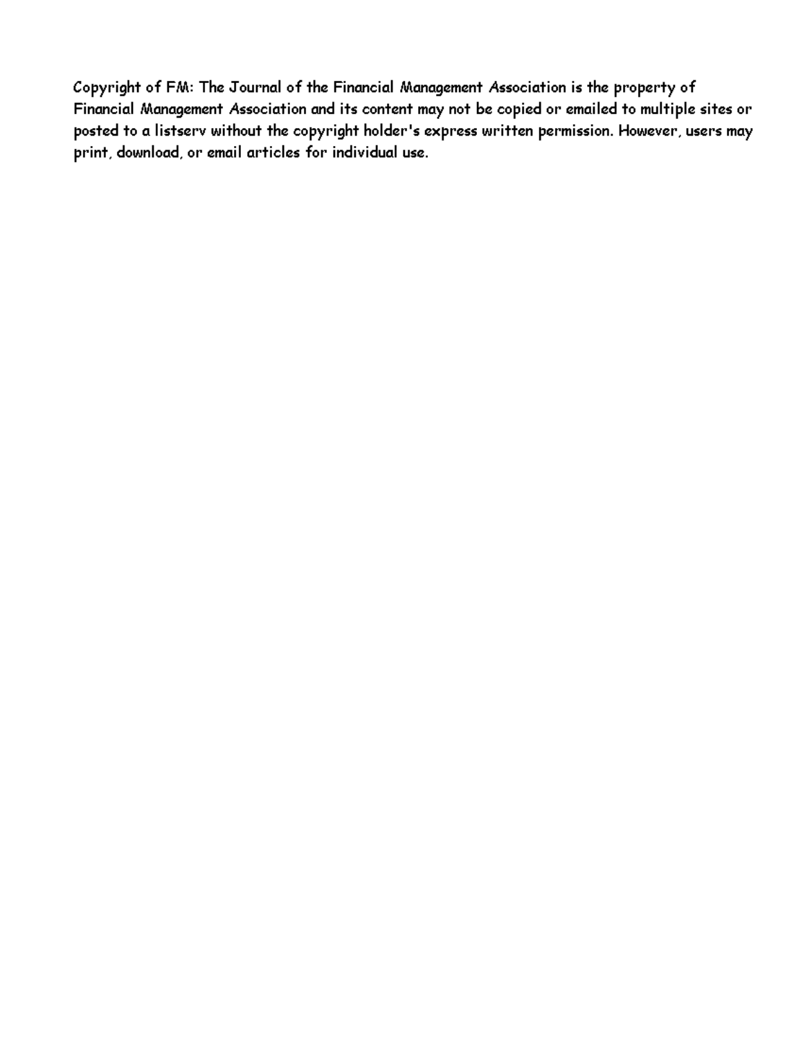Copyright of FM: The Journal of the Financial Management Association is the property of Financial Management Association and its content may not be copied or emailed to multiple sites or posted to a listserv without the copyright holder's express written permission. However, users may print, download, or email articles for individual use.